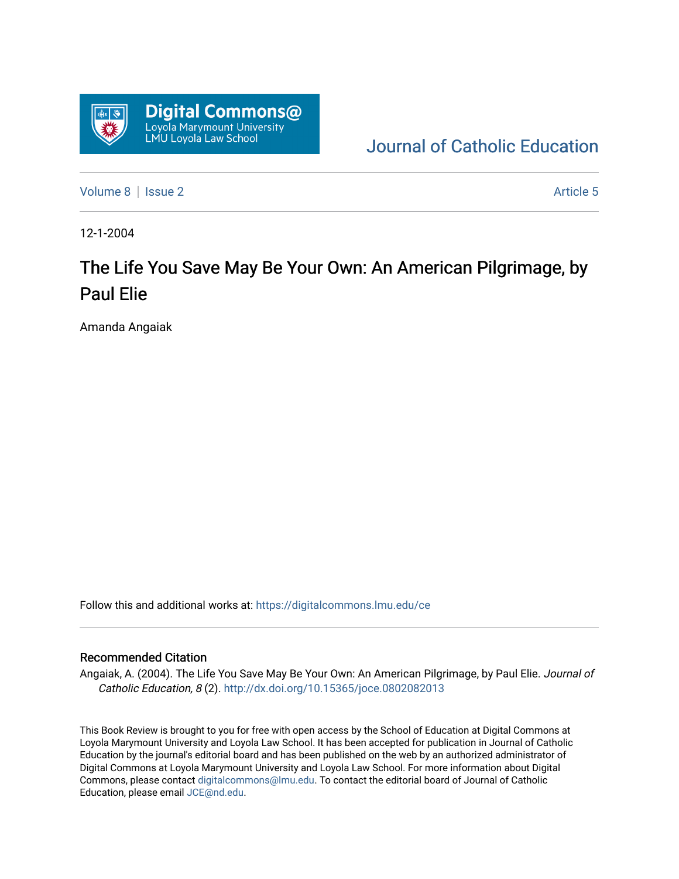Digital Commons@ Loyola Marymount University LMU Loyola Law School

Journal of Catholic Education

Volume 8 | Issue 2 | Article 5

12-1-2004

# The Life You Save May Be Your Own: An American Pilgrimage, by Paul Elie

Amanda Angaiak

Follow this and additional works at: https://digitalcommons.lmu.edu/ce

## Recommended Citation

Angaiak, A. (2004). The Life You Save May Be Your Own: An American Pilgrimage, by Paul Elie. *Journal of Catholic Education, 8* (2). http://dx.doi.org/10.15365/joce.0802082013

This Book Review is brought to you for free with open access by the School of Education at Digital Commons at Loyola Marymount University and Loyola Law School. It has been accepted for publication in Journal of Catholic Education by the journal's editorial board and has been published on the web by an authorized administrator of Digital Commons at Loyola Marymount University and Loyola Law School. For more information about Digital Commons, please contact digitalcommons@lmu.edu. To contact the editorial board of Journal of Catholic Education, please email JCE@nd.edu.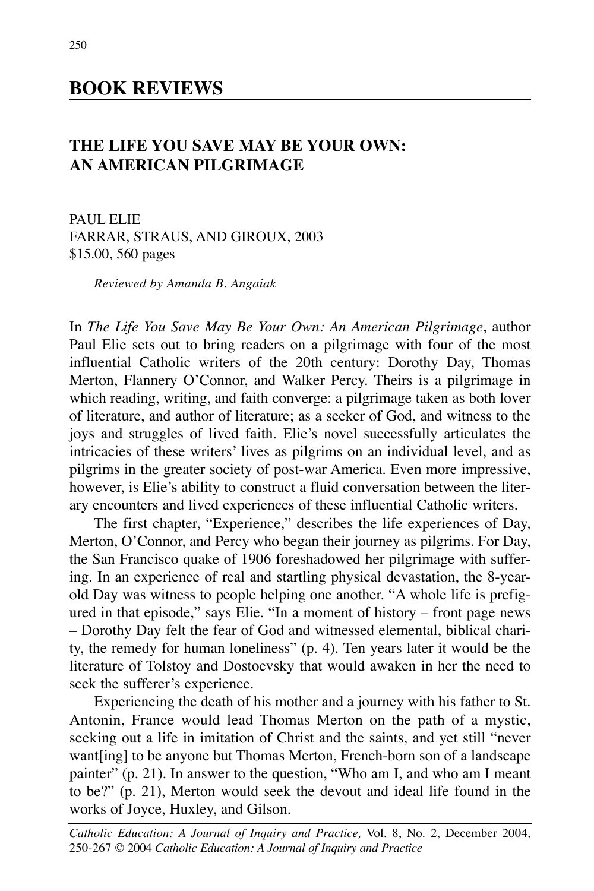## BOOK REVIEWS

### THE LIFE YOU SAVE MAY BE YOUR OWN: AN AMERICAN PILGRIMAGE

PAUL ELIE
FARRAR, STRAUS, AND GIROUX, 2003
$15.00, 560 pages

*Reviewed by Amanda B. Angaiak*

In *The Life You Save May Be Your Own: An American Pilgrimage*, author Paul Elie sets out to bring readers on a pilgrimage with four of the most influential Catholic writers of the 20th century: Dorothy Day, Thomas Merton, Flannery O'Connor, and Walker Percy. Theirs is a pilgrimage in which reading, writing, and faith converge: a pilgrimage taken as both lover of literature, and author of literature; as a seeker of God, and witness to the joys and struggles of lived faith. Elie's novel successfully articulates the intricacies of these writers' lives as pilgrims on an individual level, and as pilgrims in the greater society of post-war America. Even more impressive, however, is Elie's ability to construct a fluid conversation between the literary encounters and lived experiences of these influential Catholic writers.

The first chapter, "Experience," describes the life experiences of Day, Merton, O'Connor, and Percy who began their journey as pilgrims. For Day, the San Francisco quake of 1906 foreshadowed her pilgrimage with suffering. In an experience of real and startling physical devastation, the 8-year-old Day was witness to people helping one another. "A whole life is prefigured in that episode," says Elie. "In a moment of history – front page news – Dorothy Day felt the fear of God and witnessed elemental, biblical charity, the remedy for human loneliness" (p. 4). Ten years later it would be the literature of Tolstoy and Dostoevsky that would awaken in her the need to seek the sufferer's experience.

Experiencing the death of his mother and a journey with his father to St. Antonin, France would lead Thomas Merton on the path of a mystic, seeking out a life in imitation of Christ and the saints, and yet still "never want[ing] to be anyone but Thomas Merton, French-born son of a landscape painter" (p. 21). In answer to the question, "Who am I, and who am I meant to be?" (p. 21), Merton would seek the devout and ideal life found in the works of Joyce, Huxley, and Gilson.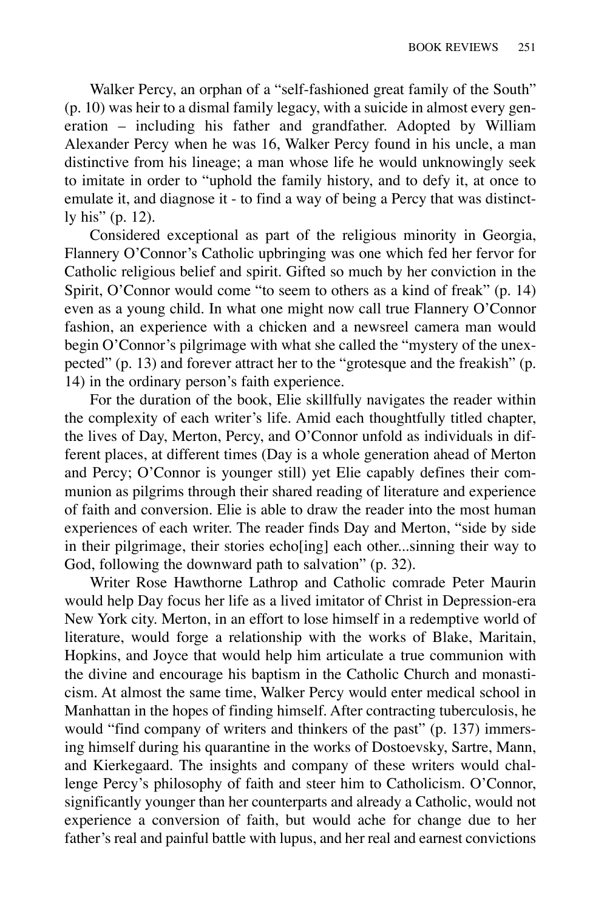Walker Percy, an orphan of a "self-fashioned great family of the South" (p. 10) was heir to a dismal family legacy, with a suicide in almost every generation – including his father and grandfather. Adopted by William Alexander Percy when he was 16, Walker Percy found in his uncle, a man distinctive from his lineage; a man whose life he would unknowingly seek to imitate in order to "uphold the family history, and to defy it, at once to emulate it, and diagnose it - to find a way of being a Percy that was distinctly his" (p. 12).

Considered exceptional as part of the religious minority in Georgia, Flannery O'Connor's Catholic upbringing was one which fed her fervor for Catholic religious belief and spirit. Gifted so much by her conviction in the Spirit, O'Connor would come "to seem to others as a kind of freak" (p. 14) even as a young child. In what one might now call true Flannery O'Connor fashion, an experience with a chicken and a newsreel camera man would begin O'Connor's pilgrimage with what she called the "mystery of the unexpected" (p. 13) and forever attract her to the "grotesque and the freakish" (p. 14) in the ordinary person's faith experience.

For the duration of the book, Elie skillfully navigates the reader within the complexity of each writer's life. Amid each thoughtfully titled chapter, the lives of Day, Merton, Percy, and O'Connor unfold as individuals in different places, at different times (Day is a whole generation ahead of Merton and Percy; O'Connor is younger still) yet Elie capably defines their communion as pilgrims through their shared reading of literature and experience of faith and conversion. Elie is able to draw the reader into the most human experiences of each writer. The reader finds Day and Merton, "side by side in their pilgrimage, their stories echo[ing] each other...sinning their way to God, following the downward path to salvation" (p. 32).

Writer Rose Hawthorne Lathrop and Catholic comrade Peter Maurin would help Day focus her life as a lived imitator of Christ in Depression-era New York city. Merton, in an effort to lose himself in a redemptive world of literature, would forge a relationship with the works of Blake, Maritain, Hopkins, and Joyce that would help him articulate a true communion with the divine and encourage his baptism in the Catholic Church and monasticism. At almost the same time, Walker Percy would enter medical school in Manhattan in the hopes of finding himself. After contracting tuberculosis, he would "find company of writers and thinkers of the past" (p. 137) immersing himself during his quarantine in the works of Dostoevsky, Sartre, Mann, and Kierkegaard. The insights and company of these writers would challenge Percy's philosophy of faith and steer him to Catholicism. O'Connor, significantly younger than her counterparts and already a Catholic, would not experience a conversion of faith, but would ache for change due to her father's real and painful battle with lupus, and her real and earnest convictions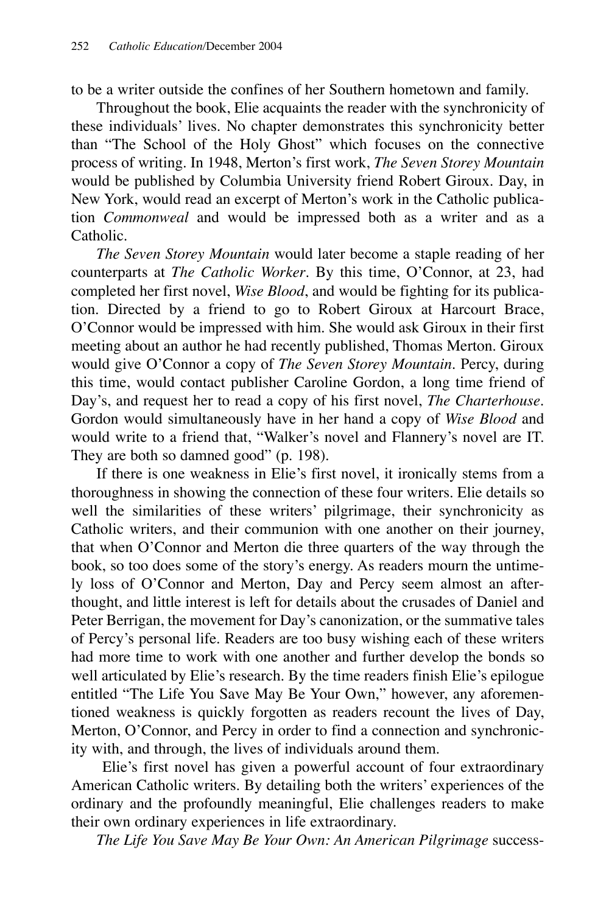to be a writer outside the confines of her Southern hometown and family.

Throughout the book, Elie acquaints the reader with the synchronicity of these individuals' lives. No chapter demonstrates this synchronicity better than "The School of the Holy Ghost" which focuses on the connective process of writing. In 1948, Merton's first work, *The Seven Storey Mountain* would be published by Columbia University friend Robert Giroux. Day, in New York, would read an excerpt of Merton's work in the Catholic publication *Commonweal* and would be impressed both as a writer and as a Catholic.

*The Seven Storey Mountain* would later become a staple reading of her counterparts at *The Catholic Worker*. By this time, O'Connor, at 23, had completed her first novel, *Wise Blood*, and would be fighting for its publication. Directed by a friend to go to Robert Giroux at Harcourt Brace, O'Connor would be impressed with him. She would ask Giroux in their first meeting about an author he had recently published, Thomas Merton. Giroux would give O'Connor a copy of *The Seven Storey Mountain*. Percy, during this time, would contact publisher Caroline Gordon, a long time friend of Day's, and request her to read a copy of his first novel, *The Charterhouse*. Gordon would simultaneously have in her hand a copy of *Wise Blood* and would write to a friend that, "Walker's novel and Flannery's novel are IT. They are both so damned good" (p. 198).

If there is one weakness in Elie's first novel, it ironically stems from a thoroughness in showing the connection of these four writers. Elie details so well the similarities of these writers' pilgrimage, their synchronicity as Catholic writers, and their communion with one another on their journey, that when O'Connor and Merton die three quarters of the way through the book, so too does some of the story's energy. As readers mourn the untimely loss of O'Connor and Merton, Day and Percy seem almost an afterthought, and little interest is left for details about the crusades of Daniel and Peter Berrigan, the movement for Day's canonization, or the summative tales of Percy's personal life. Readers are too busy wishing each of these writers had more time to work with one another and further develop the bonds so well articulated by Elie's research. By the time readers finish Elie's epilogue entitled "The Life You Save May Be Your Own," however, any aforementioned weakness is quickly forgotten as readers recount the lives of Day, Merton, O'Connor, and Percy in order to find a connection and synchronicity with, and through, the lives of individuals around them.

Elie's first novel has given a powerful account of four extraordinary American Catholic writers. By detailing both the writers' experiences of the ordinary and the profoundly meaningful, Elie challenges readers to make their own ordinary experiences in life extraordinary.

*The Life You Save May Be Your Own: An American Pilgrimage* success-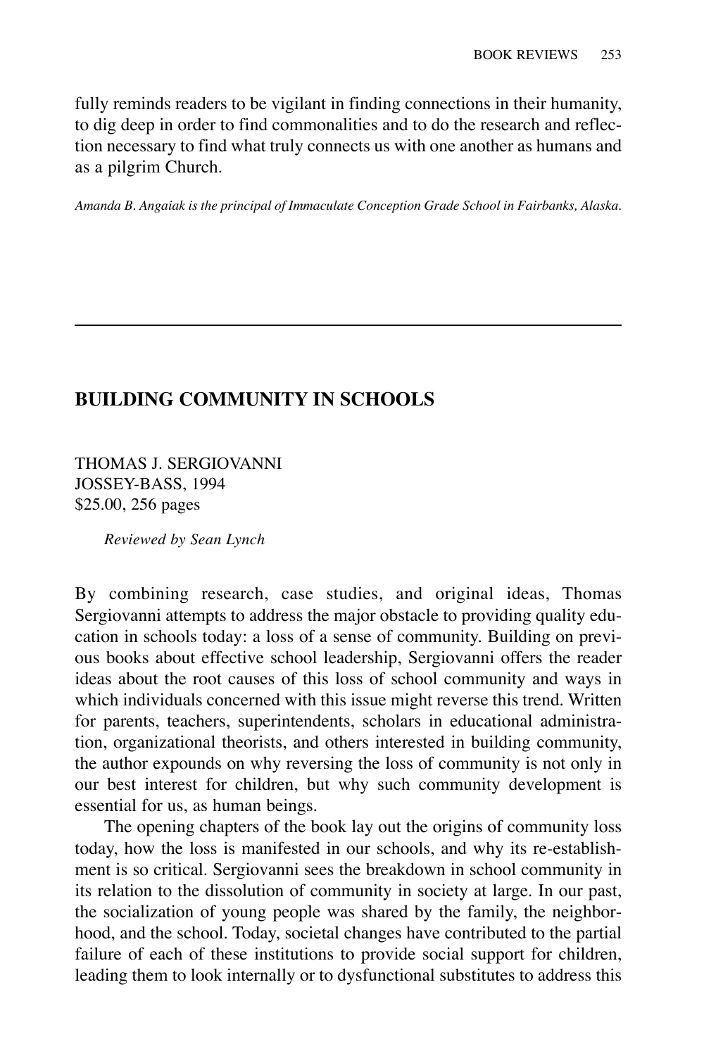fully reminds readers to be vigilant in finding connections in their humanity, to dig deep in order to find commonalities and to do the research and reflection necessary to find what truly connects us with one another as humans and as a pilgrim Church.

*Amanda B. Angaiak is the principal of Immaculate Conception Grade School in Fairbanks, Alaska.*

---

## BUILDING COMMUNITY IN SCHOOLS

THOMAS J. SERGIOVANNI
JOSSEY-BASS, 1994
$25.00, 256 pages

*Reviewed by Sean Lynch*

By combining research, case studies, and original ideas, Thomas Sergiovanni attempts to address the major obstacle to providing quality education in schools today: a loss of a sense of community. Building on previous books about effective school leadership, Sergiovanni offers the reader ideas about the root causes of this loss of school community and ways in which individuals concerned with this issue might reverse this trend. Written for parents, teachers, superintendents, scholars in educational administration, organizational theorists, and others interested in building community, the author expounds on why reversing the loss of community is not only in our best interest for children, but why such community development is essential for us, as human beings.

The opening chapters of the book lay out the origins of community loss today, how the loss is manifested in our schools, and why its re-establishment is so critical. Sergiovanni sees the breakdown in school community in its relation to the dissolution of community in society at large. In our past, the socialization of young people was shared by the family, the neighborhood, and the school. Today, societal changes have contributed to the partial failure of each of these institutions to provide social support for children, leading them to look internally or to dysfunctional substitutes to address this